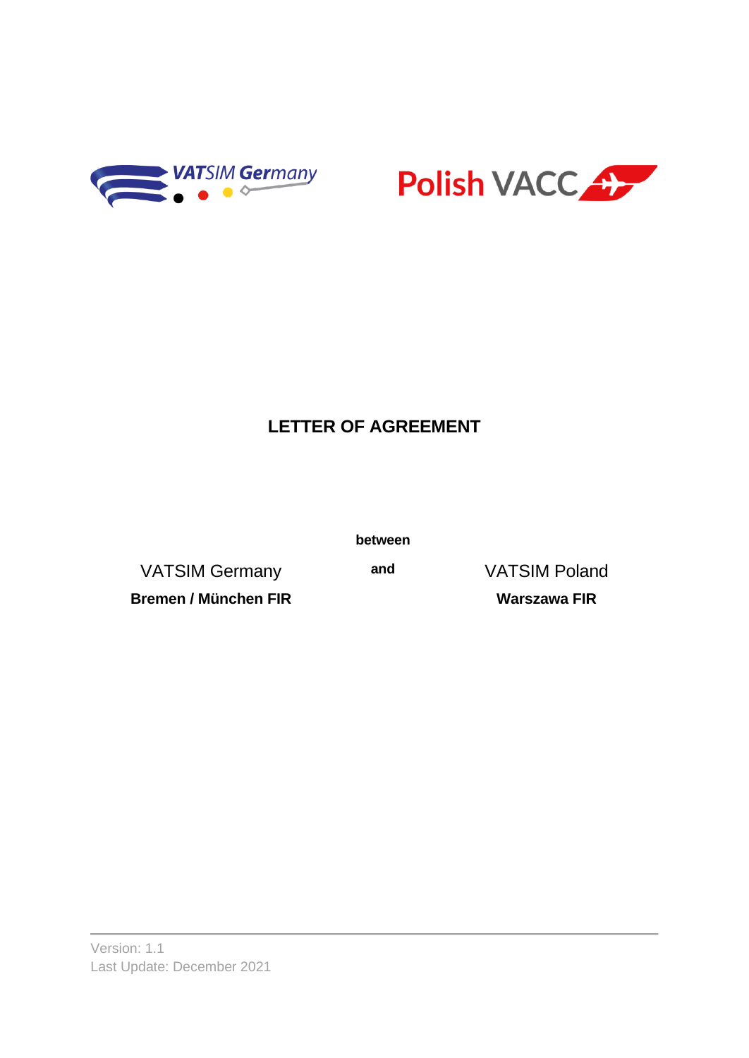# LETTER OF AGREEMENT

**between**

VATSIM Germany

**Bremen / München FIR**

**and**

VATSIM Poland

**Warszawa FIR**

Version: 1.1

Last Update: December 2021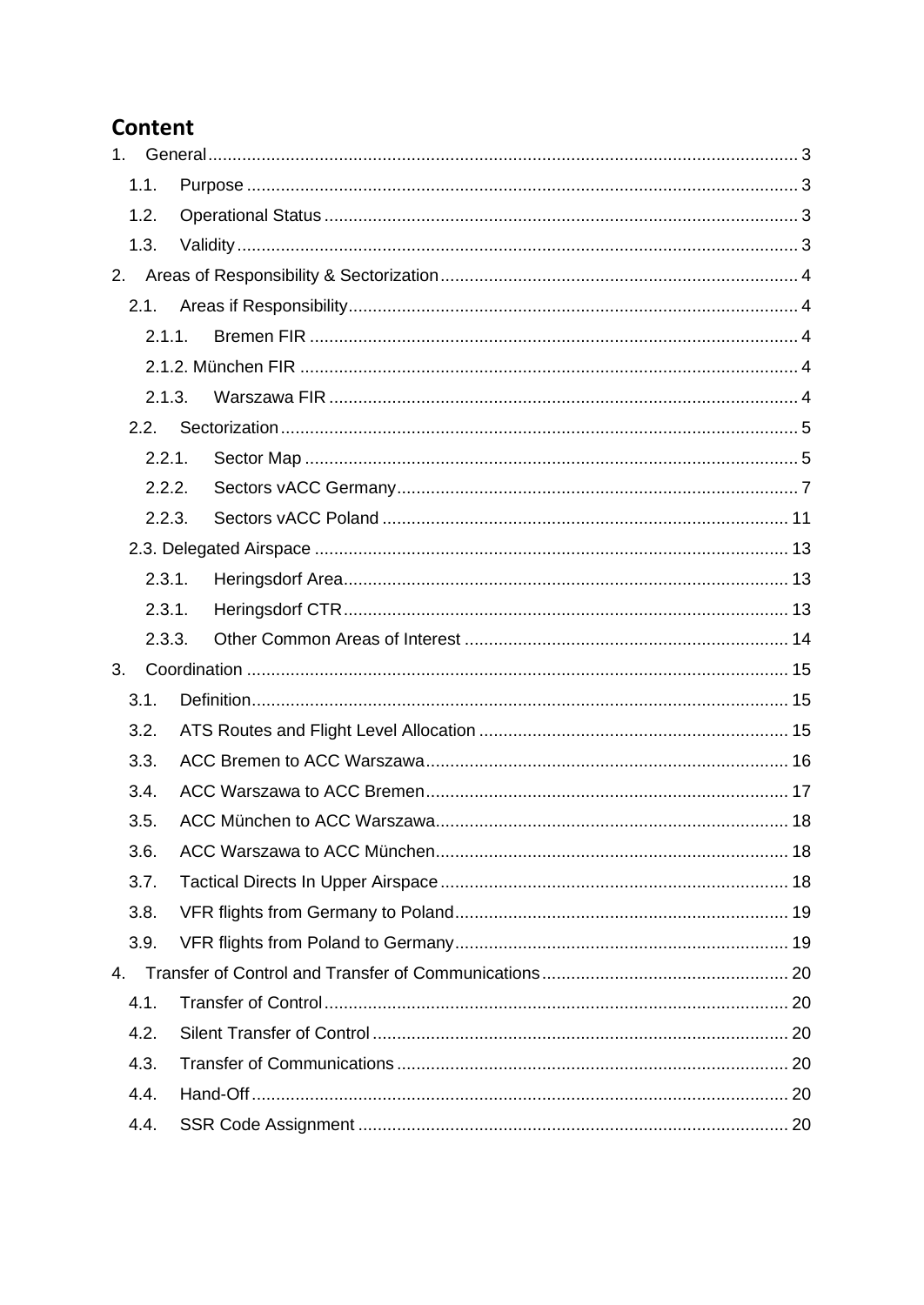# Content

1. General ........................................................................................................ 3
   - 1.1. Purpose ........................................................................................................ 3
   - 1.2. Operational Status ........................................................................................................ 3
   - 1.3. Validity ........................................................................................................ 3
2. Areas of Responsibility & Sectorization ........................................................................................................ 4
   - 2.1. Areas if Responsibility ........................................................................................................ 4
     - 2.1.1. Bremen FIR ........................................................................................................ 4
     - 2.1.2. München FIR ........................................................................................................ 4
     - 2.1.3. Warszawa FIR ........................................................................................................ 4
   - 2.2. Sectorization ........................................................................................................ 5
     - 2.2.1. Sector Map ........................................................................................................ 5
     - 2.2.2. Sectors vACC Germany ........................................................................................................ 7
     - 2.2.3. Sectors vACC Poland ........................................................................................................ 11
   - 2.3. Delegated Airspace ........................................................................................................ 13
     - 2.3.1. Heringsdorf Area ........................................................................................................ 13
     - 2.3.1. Heringsdorf CTR ........................................................................................................ 13
     - 2.3.3. Other Common Areas of Interest ........................................................................................................ 14
3. Coordination ........................................................................................................ 15
   - 3.1. Definition ........................................................................................................ 15
   - 3.2. ATS Routes and Flight Level Allocation ........................................................................................................ 15
   - 3.3. ACC Bremen to ACC Warszawa ........................................................................................................ 16
   - 3.4. ACC Warszawa to ACC Bremen ........................................................................................................ 17
   - 3.5. ACC München to ACC Warszawa ........................................................................................................ 18
   - 3.6. ACC Warszawa to ACC München ........................................................................................................ 18
   - 3.7. Tactical Directs In Upper Airspace ........................................................................................................ 18
   - 3.8. VFR flights from Germany to Poland ........................................................................................................ 19
   - 3.9. VFR flights from Poland to Germany ........................................................................................................ 19
4. Transfer of Control and Transfer of Communications ........................................................................................................ 20
   - 4.1. Transfer of Control ........................................................................................................ 20
   - 4.2. Silent Transfer of Control ........................................................................................................ 20
   - 4.3. Transfer of Communications ........................................................................................................ 20
   - 4.4. Hand-Off ........................................................................................................ 20
   - 4.4. SSR Code Assignment ........................................................................................................ 20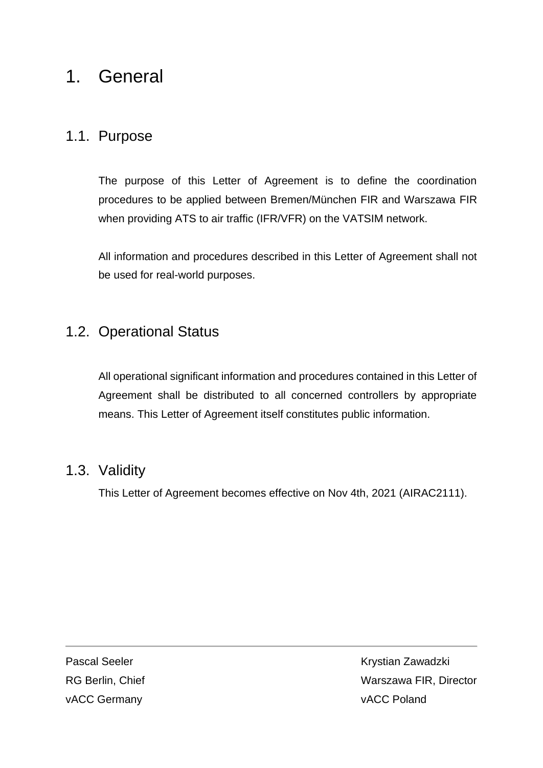# 1. General

## 1.1. Purpose

The purpose of this Letter of Agreement is to define the coordination procedures to be applied between Bremen/München FIR and Warszawa FIR when providing ATS to air traffic (IFR/VFR) on the VATSIM network.

All information and procedures described in this Letter of Agreement shall not be used for real-world purposes.

## 1.2. Operational Status

All operational significant information and procedures contained in this Letter of Agreement shall be distributed to all concerned controllers by appropriate means. This Letter of Agreement itself constitutes public information.

## 1.3. Validity

This Letter of Agreement becomes effective on Nov 4th, 2021 (AIRAC2111).

---

Pascal Seeler
RG Berlin, Chief
vACC Germany

Krystian Zawadzki
Warszawa FIR, Director
vACC Poland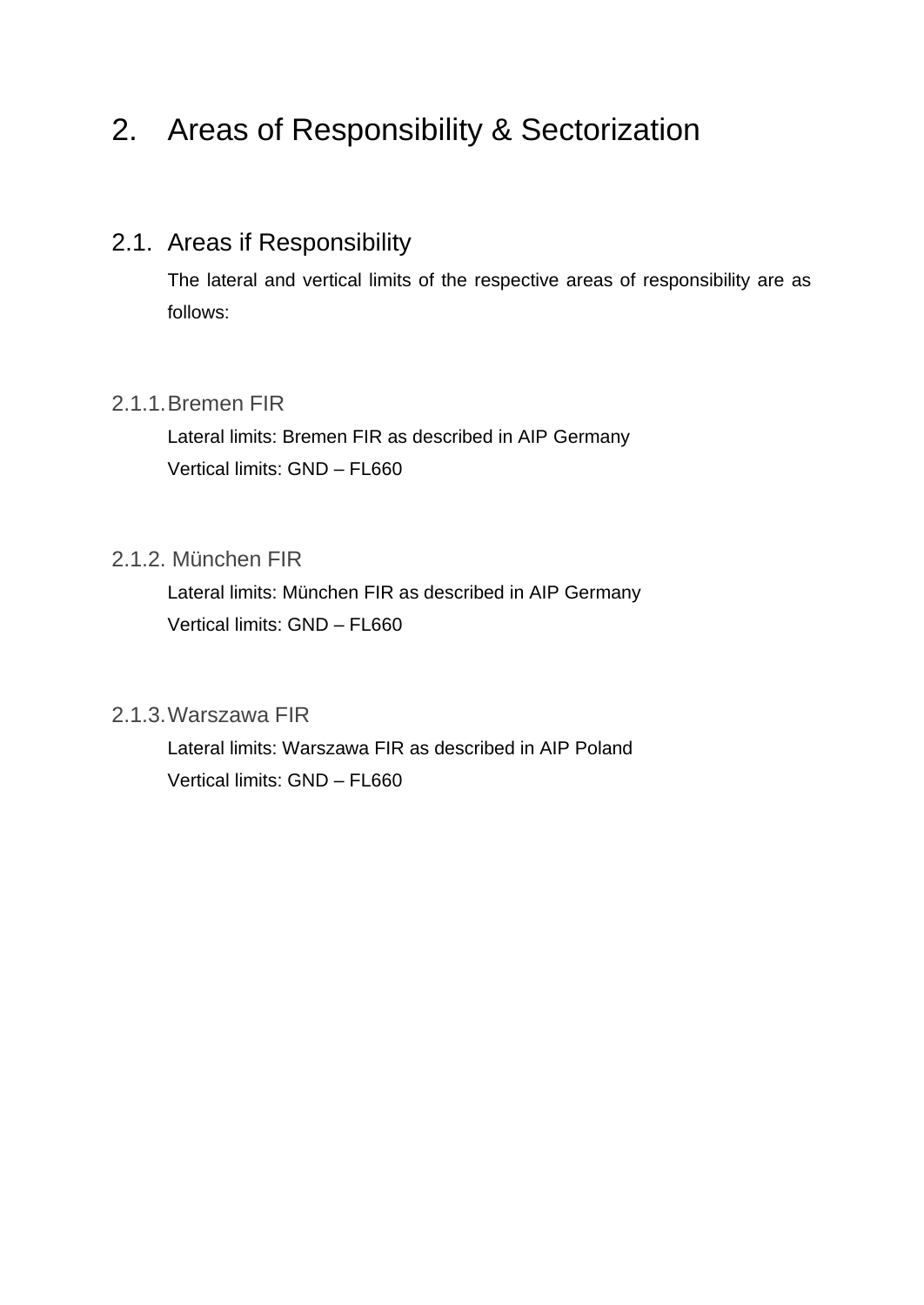# 2. Areas of Responsibility & Sectorization

## 2.1. Areas if Responsibility

The lateral and vertical limits of the respective areas of responsibility are as follows:

### 2.1.1. Bremen FIR

Lateral limits: Bremen FIR as described in AIP Germany

Vertical limits: GND – FL660

### 2.1.2. München FIR

Lateral limits: München FIR as described in AIP Germany

Vertical limits: GND – FL660

### 2.1.3. Warszawa FIR

Lateral limits: Warszawa FIR as described in AIP Poland

Vertical limits: GND – FL660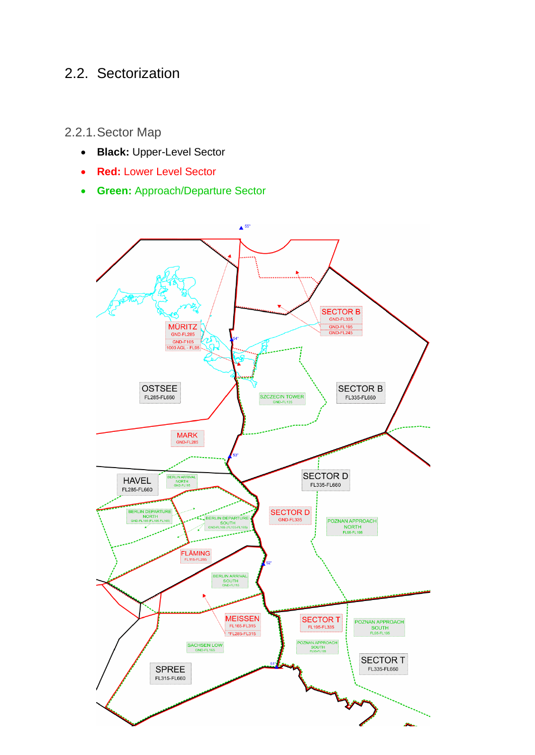## 2.2. Sectorization

### 2.2.1. Sector Map

- **Black:** Upper-Level Sector
- **Red:** Lower Level Sector
- **Green:** Approach/Departure Sector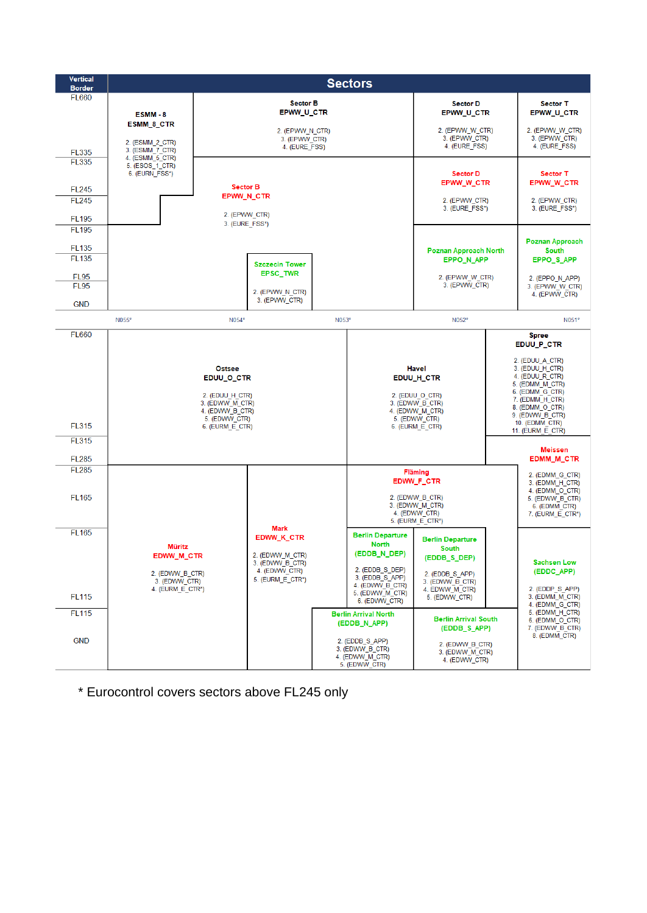**Vertical Border** | **Sectors**

**Upper part (N055° – N051°)**

| Vertical Border | N055° – N054° | N054° – N053° | N053° – N052° | N052° – N051° |
|---|---|---|---|---|
| FL660 – FL335 | **ESMM - 8** **ESMM_8_CTR** 2. (ESMM_2_CTR) 3. (ESMM_7_CTR) 4. (ESMM_5_CTR) 5. (ESOS_1_CTR) 6. (EURN_FSS*) | **Sector B** **EPWW_U_CTR** 2. (EPWW_N_CTR) 3. (EPWW_CTR) 4. (EURE_FSS) | **Sector D** **EPWW_U_CTR** 2. (EPWW_W_CTR) 3. (EPWW_CTR) 4. (EURE_FSS) | **Sector T** **EPWW_U_CTR** 2. (EPWW_W_CTR) 3. (EPWW_CTR) 4. (EURE_FSS) |
| FL335 – FL245 | | **Sector B** **EPWW_N_CTR** 2. (EPWW_CTR) 3. (EURE_FSS*) | **Sector D** **EPWW_W_CTR** 2. (EPWW_CTR) 3. (EURE_FSS*) | **Sector T** **EPWW_W_CTR** 2. (EPWW_CTR) 3. (EURE_FSS*) |
| FL245 – FL195 | | | | |
| FL195 – FL135 | | | **Poznan Approach North** **EPPO_N_APP** 2. (EPWW_W_CTR) 3. (EPWW_CTR) | **Poznan Approach South** **EPPO_S_APP** 2. (EPPO_N_APP) 3. (EPWW_W_CTR) 4. (EPWW_CTR) |
| FL135 – FL95 | | **Szczecin Tower** **EPSC_TWR** 2. (EPWW_N_CTR) 3. (EPWW_CTR) | | |
| FL95 – GND | | | | |

N055° N054° N053° N052° N051°

**Lower part**

| Vertical Border | Sectors |
|---|---|
| FL660 – FL315 | **Ostsee** **EDUU_O_CTR** 2. (EDUU_H_CTR) 3. (EDWW_M_CTR) 4. (EDWW_B_CTR) 5. (EDWW_CTR) 6. (EURM_E_CTR) |
| | **Havel** **EDUU_H_CTR** 2. (EDUU_O_CTR) 3. (EDWW_B_CTR) 4. (EDWW_M_CTR) 5. (EDWW_CTR) 6. (EURM_E_CTR) |
| | **Spree** **EDUU_P_CTR** 2. (EDUU_A_CTR) 3. (EDUU_H_CTR) 4. (EDUU_R_CTR) 5. (EDMM_M_CTR) 6. (EDMM_G_CTR) 7. (EDMM_H_CTR) 8. (EDMM_O_CTR) 9. (EDWW_B_CTR) 10. (EDMM_CTR) 11. (EURM_E_CTR) |
| FL315 – FL285 | (Ostsee, Havel continue) **Meissen** **EDMM_M_CTR** 2. (EDMM_G_CTR) 3. (EDMM_H_CTR) 4. (EDMM_O_CTR) 5. (EDWW_B_CTR) 6. (EDMM_CTR) 7. (EURM_E_CTR*) |
| FL285 – FL165 | **Müritz** **EDWW_M_CTR** 2. (EDWW_B_CTR) 3. (EDWW_CTR) 4. (EURM_E_CTR*) |
| | **Mark** **EDWW_K_CTR** 2. (EDWW_M_CTR) 3. (EDWW_B_CTR) 4. (EDWW_CTR) 5. (EURM_E_CTR*) |
| | **Fläming** **EDWW_F_CTR** 2. (EDWW_B_CTR) 3. (EDWW_M_CTR) 4. (EDWW_CTR) 5. (EURM_E_CTR*) |
| FL165 – FL115 | **Berlin Departure North** **(EDDB_N_DEP)** 2. (EDDB_S_DEP) 3. (EDDB_S_APP) 4. (EDWW_B_CTR) 5. (EDWW_M_CTR) 6. (EDWW_CTR) |
| | **Berlin Departure South** **(EDDB_S_DEP)** 2. (EDDB_S_APP) 3. (EDWW_B_CTR) 4. EDWW_M_CTR) 5. (EDWW_CTR) |
| | **Sachsen Low** **(EDDC_APP)** 2. (EDDP_S_APP) 3. (EDMM_M_CTR) 4. (EDMM_G_CTR) 5. (EDMM_H_CTR) 6. (EDMM_O_CTR) 7. (EDWW_B_CTR) 8. (EDMM_CTR) |
| FL115 – GND | **Berlin Arrival North** **(EDDB_N_APP)** 2. (EDDB_S_APP) 3. (EDWW_B_CTR) 4. (EDWW_M_CTR) 5. (EDWW_CTR) |
| | **Berlin Arrival South** **(EDDB_S_APP)** 2. (EDWW_B_CTR) 3. (EDWW_M_CTR) 4. (EDWW_CTR) |

\* Eurocontrol covers sectors above FL245 only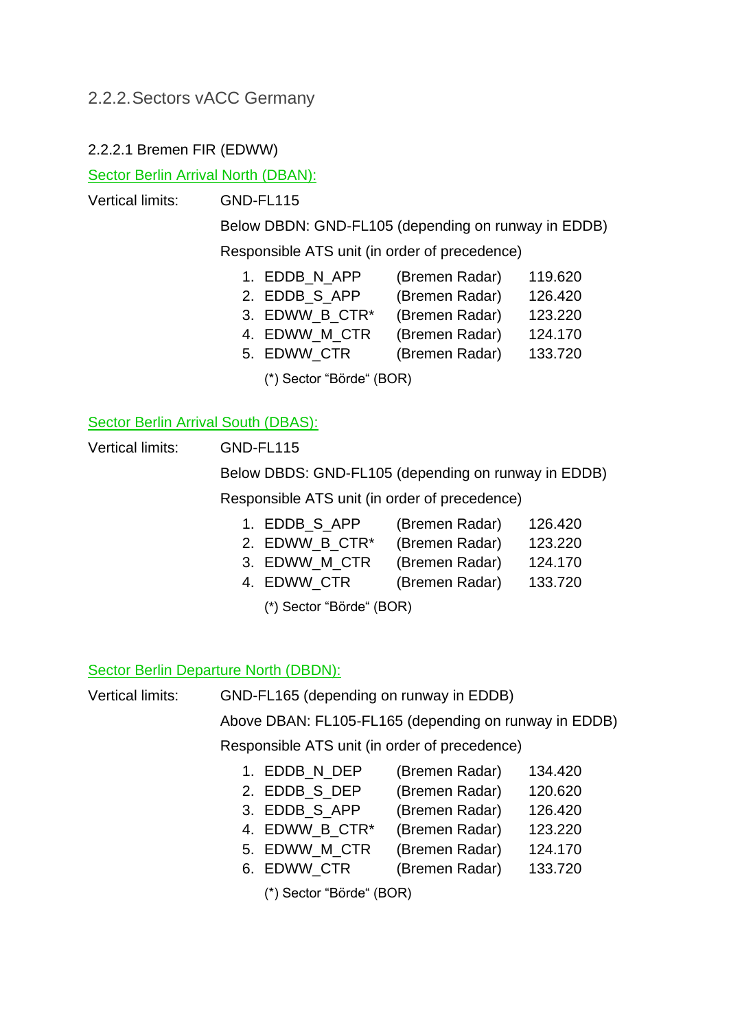## 2.2.2. Sectors vACC Germany

### 2.2.2.1 Bremen FIR (EDWW)

Sector Berlin Arrival North (DBAN):

Vertical limits: GND-FL115

Below DBDN: GND-FL105 (depending on runway in EDDB)

Responsible ATS unit (in order of precedence)

1. EDDB_N_APP (Bremen Radar) 119.620
2. EDDB_S_APP (Bremen Radar) 126.420
3. EDWW_B_CTR* (Bremen Radar) 123.220
4. EDWW_M_CTR (Bremen Radar) 124.170
5. EDWW_CTR (Bremen Radar) 133.720

(*) Sector “Börde“ (BOR)

Sector Berlin Arrival South (DBAS):

Vertical limits: GND-FL115

Below DBDS: GND-FL105 (depending on runway in EDDB)

Responsible ATS unit (in order of precedence)

1. EDDB_S_APP (Bremen Radar) 126.420
2. EDWW_B_CTR* (Bremen Radar) 123.220
3. EDWW_M_CTR (Bremen Radar) 124.170
4. EDWW_CTR (Bremen Radar) 133.720

(*) Sector “Börde“ (BOR)

Sector Berlin Departure North (DBDN):

Vertical limits: GND-FL165 (depending on runway in EDDB)

Above DBAN: FL105-FL165 (depending on runway in EDDB)

Responsible ATS unit (in order of precedence)

1. EDDB_N_DEP (Bremen Radar) 134.420
2. EDDB_S_DEP (Bremen Radar) 120.620
3. EDDB_S_APP (Bremen Radar) 126.420
4. EDWW_B_CTR* (Bremen Radar) 123.220
5. EDWW_M_CTR (Bremen Radar) 124.170
6. EDWW_CTR (Bremen Radar) 133.720

(*) Sector “Börde“ (BOR)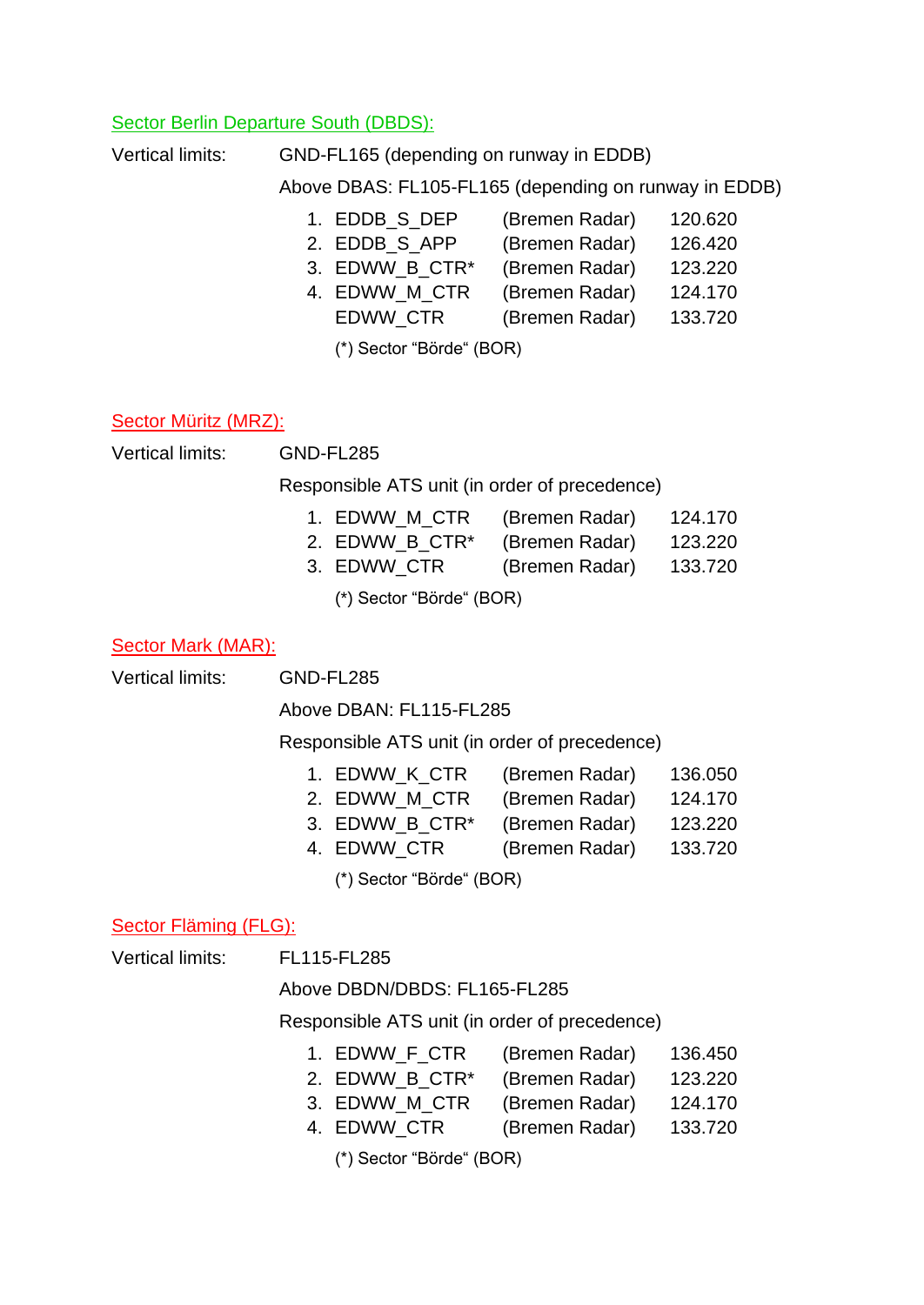## Sector Berlin Departure South (DBDS):

Vertical limits: GND-FL165 (depending on runway in EDDB)

Above DBAS: FL105-FL165 (depending on runway in EDDB)

1. EDDB_S_DEP (Bremen Radar) 120.620
2. EDDB_S_APP (Bremen Radar) 126.420
3. EDWW_B_CTR* (Bremen Radar) 123.220
4. EDWW_M_CTR (Bremen Radar) 124.170
   EDWW_CTR (Bremen Radar) 133.720

(*) Sector "Börde" (BOR)

## Sector Müritz (MRZ):

Vertical limits: GND-FL285

Responsible ATS unit (in order of precedence)

1. EDWW_M_CTR (Bremen Radar) 124.170
2. EDWW_B_CTR* (Bremen Radar) 123.220
3. EDWW_CTR (Bremen Radar) 133.720

(*) Sector "Börde" (BOR)

## Sector Mark (MAR):

Vertical limits: GND-FL285

Above DBAN: FL115-FL285

Responsible ATS unit (in order of precedence)

1. EDWW_K_CTR (Bremen Radar) 136.050
2. EDWW_M_CTR (Bremen Radar) 124.170
3. EDWW_B_CTR* (Bremen Radar) 123.220
4. EDWW_CTR (Bremen Radar) 133.720

(*) Sector "Börde" (BOR)

## Sector Fläming (FLG):

Vertical limits: FL115-FL285

Above DBDN/DBDS: FL165-FL285

Responsible ATS unit (in order of precedence)

1. EDWW_F_CTR (Bremen Radar) 136.450
2. EDWW_B_CTR* (Bremen Radar) 123.220
3. EDWW_M_CTR (Bremen Radar) 124.170
4. EDWW_CTR (Bremen Radar) 133.720

(*) Sector "Börde" (BOR)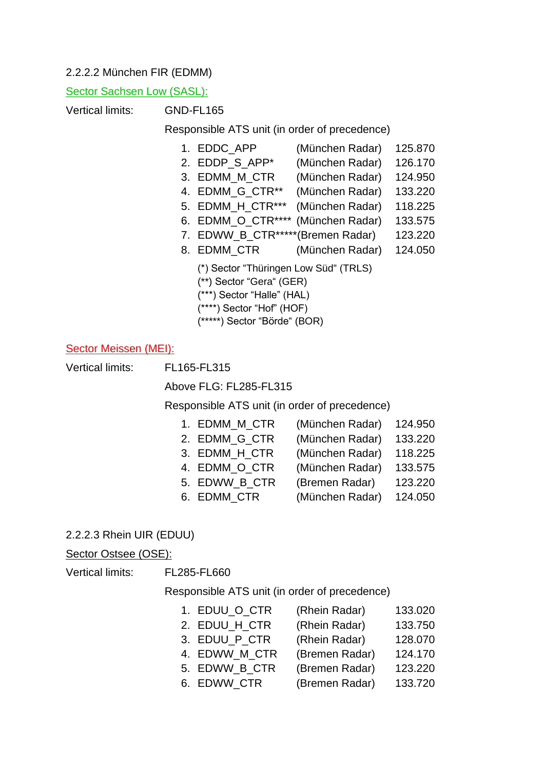2.2.2.2 München FIR (EDMM)

Sector Sachsen Low (SASL):

Vertical limits: GND-FL165

Responsible ATS unit (in order of precedence)

1. EDDC_APP (München Radar) 125.870
2. EDDP_S_APP* (München Radar) 126.170
3. EDMM_M_CTR (München Radar) 124.950
4. EDMM_G_CTR** (München Radar) 133.220
5. EDMM_H_CTR*** (München Radar) 118.225
6. EDMM_O_CTR**** (München Radar) 133.575
7. EDWW_B_CTR*****(Bremen Radar) 123.220
8. EDMM_CTR (München Radar) 124.050

(*) Sector "Thüringen Low Süd" (TRLS)
(**) Sector "Gera" (GER)
(***) Sector "Halle" (HAL)
(****) Sector "Hof" (HOF)
(*****) Sector "Börde" (BOR)

Sector Meissen (MEI):

Vertical limits: FL165-FL315

Above FLG: FL285-FL315

Responsible ATS unit (in order of precedence)

1. EDMM_M_CTR (München Radar) 124.950
2. EDMM_G_CTR (München Radar) 133.220
3. EDMM_H_CTR (München Radar) 118.225
4. EDMM_O_CTR (München Radar) 133.575
5. EDWW_B_CTR (Bremen Radar) 123.220
6. EDMM_CTR (München Radar) 124.050

2.2.2.3 Rhein UIR (EDUU)

Sector Ostsee (OSE):

Vertical limits: FL285-FL660

Responsible ATS unit (in order of precedence)

1. EDUU_O_CTR (Rhein Radar) 133.020
2. EDUU_H_CTR (Rhein Radar) 133.750
3. EDUU_P_CTR (Rhein Radar) 128.070
4. EDWW_M_CTR (Bremen Radar) 124.170
5. EDWW_B_CTR (Bremen Radar) 123.220
6. EDWW_CTR (Bremen Radar) 133.720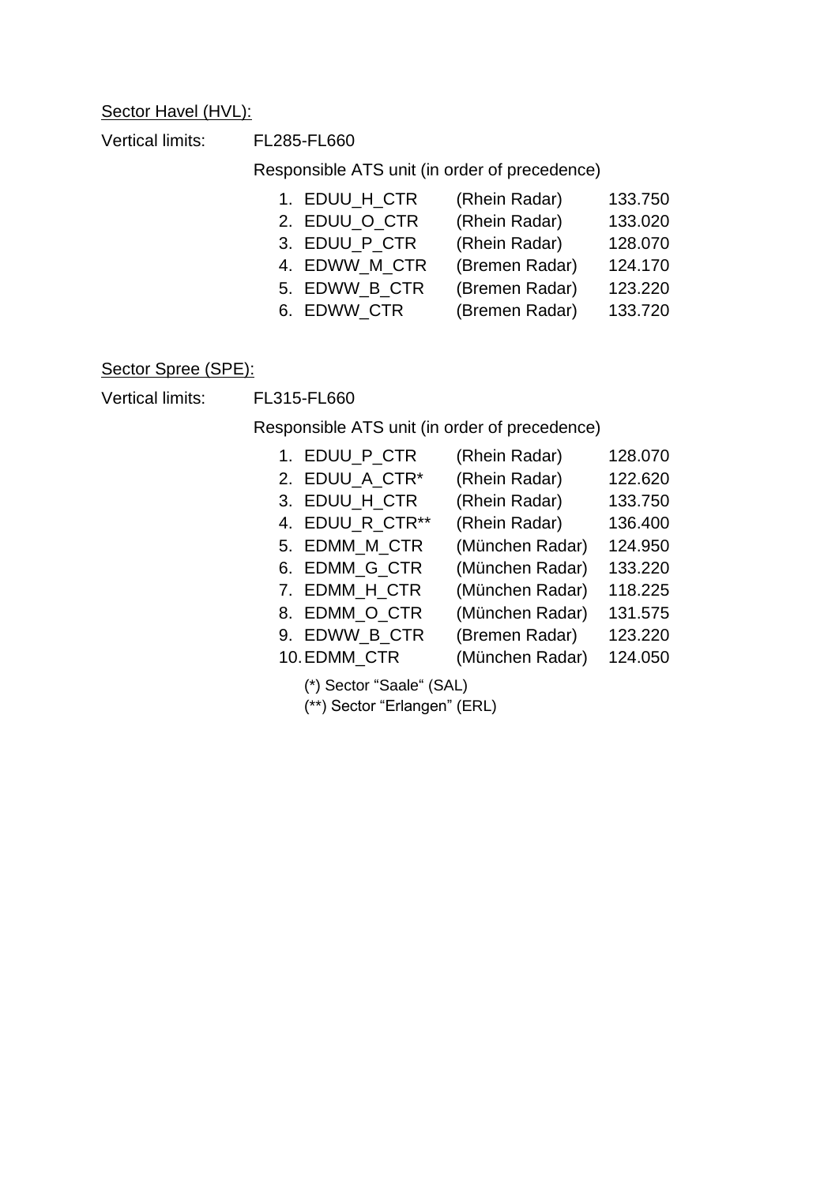Sector Havel (HVL):

Vertical limits: FL285-FL660

Responsible ATS unit (in order of precedence)

1. EDUU_H_CTR (Rhein Radar) 133.750
2. EDUU_O_CTR (Rhein Radar) 133.020
3. EDUU_P_CTR (Rhein Radar) 128.070
4. EDWW_M_CTR (Bremen Radar) 124.170
5. EDWW_B_CTR (Bremen Radar) 123.220
6. EDWW_CTR (Bremen Radar) 133.720

Sector Spree (SPE):

Vertical limits: FL315-FL660

Responsible ATS unit (in order of precedence)

1. EDUU_P_CTR (Rhein Radar) 128.070
2. EDUU_A_CTR* (Rhein Radar) 122.620
3. EDUU_H_CTR (Rhein Radar) 133.750
4. EDUU_R_CTR** (Rhein Radar) 136.400
5. EDMM_M_CTR (München Radar) 124.950
6. EDMM_G_CTR (München Radar) 133.220
7. EDMM_H_CTR (München Radar) 118.225
8. EDMM_O_CTR (München Radar) 131.575
9. EDWW_B_CTR (Bremen Radar) 123.220
10. EDMM_CTR (München Radar) 124.050

(*) Sector "Saale" (SAL)

(**) Sector "Erlangen" (ERL)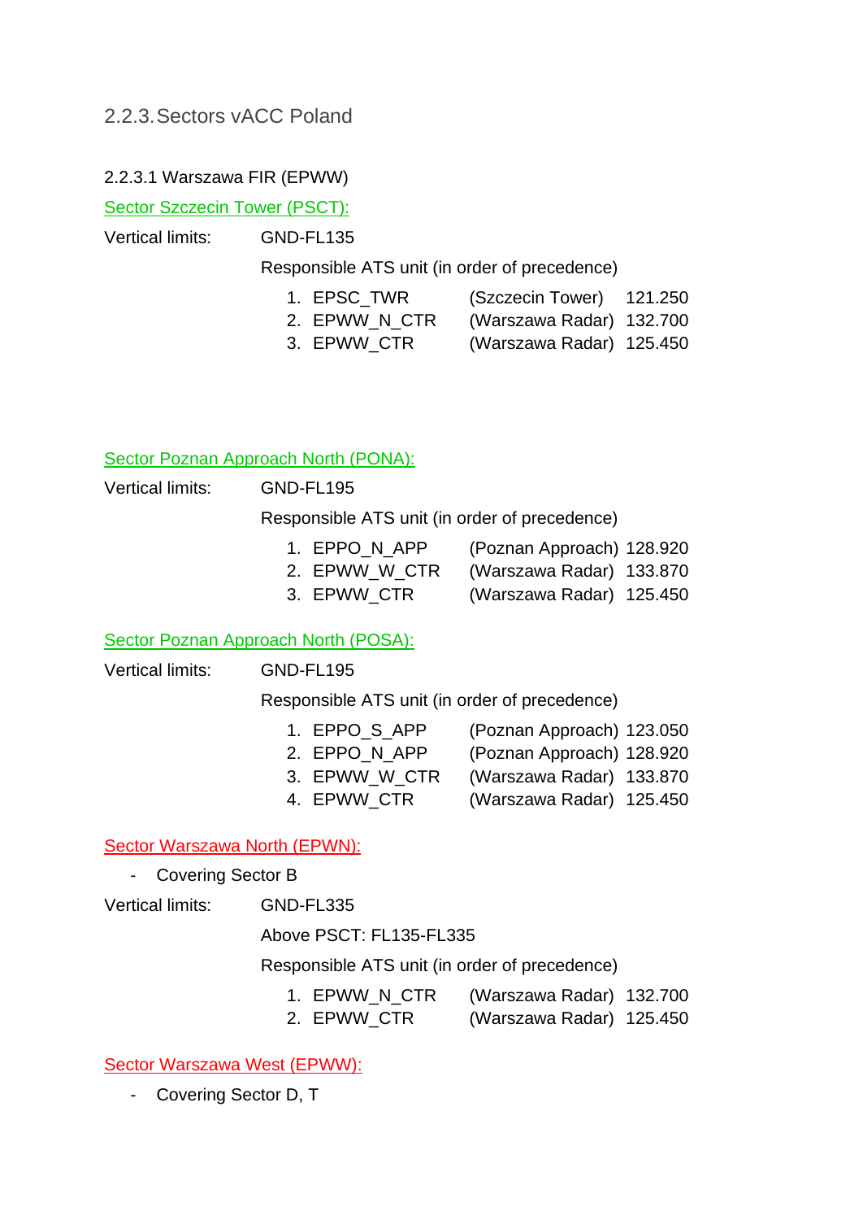### 2.2.3. Sectors vACC Poland

#### 2.2.3.1 Warszawa FIR (EPWW)

Sector Szczecin Tower (PSCT):

Vertical limits: GND-FL135

Responsible ATS unit (in order of precedence)

1. EPSC_TWR (Szczecin Tower) 121.250
2. EPWW_N_CTR (Warszawa Radar) 132.700
3. EPWW_CTR (Warszawa Radar) 125.450

Sector Poznan Approach North (PONA):

Vertical limits: GND-FL195

Responsible ATS unit (in order of precedence)

1. EPPO_N_APP (Poznan Approach) 128.920
2. EPWW_W_CTR (Warszawa Radar) 133.870
3. EPWW_CTR (Warszawa Radar) 125.450

Sector Poznan Approach North (POSA):

Vertical limits: GND-FL195

Responsible ATS unit (in order of precedence)

1. EPPO_S_APP (Poznan Approach) 123.050
2. EPPO_N_APP (Poznan Approach) 128.920
3. EPWW_W_CTR (Warszawa Radar) 133.870
4. EPWW_CTR (Warszawa Radar) 125.450

Sector Warszawa North (EPWN):

- Covering Sector B

Vertical limits: GND-FL335

Above PSCT: FL135-FL335

Responsible ATS unit (in order of precedence)

1. EPWW_N_CTR (Warszawa Radar) 132.700
2. EPWW_CTR (Warszawa Radar) 125.450

Sector Warszawa West (EPWW):

- Covering Sector D, T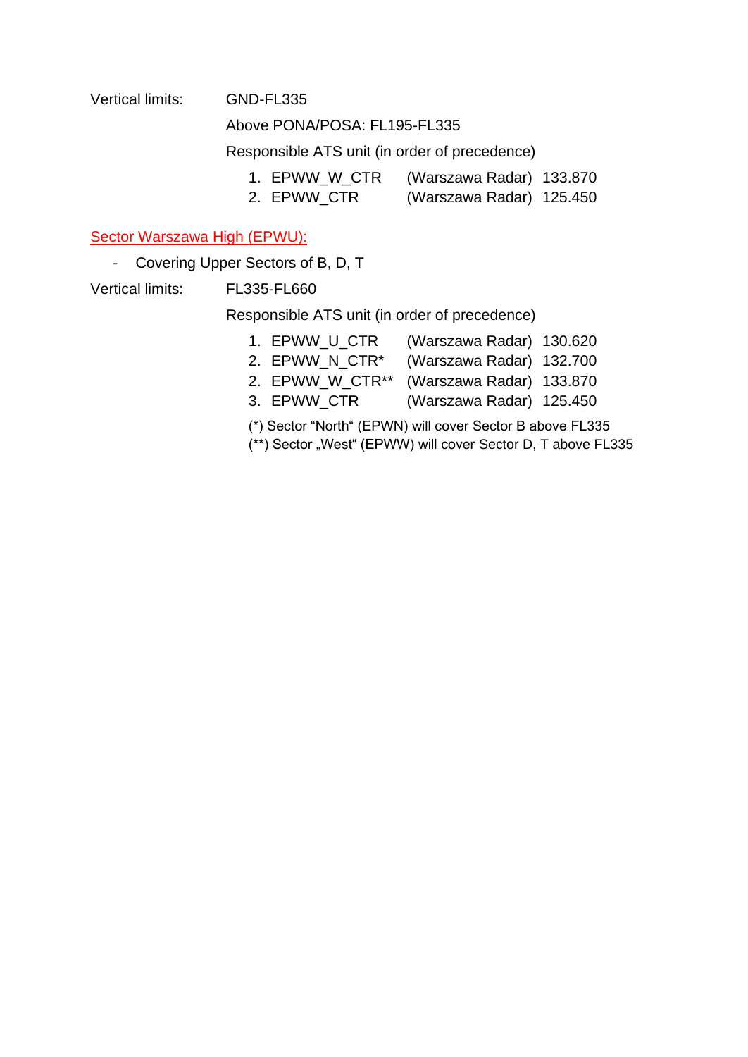Vertical limits: GND-FL335

Above PONA/POSA: FL195-FL335

Responsible ATS unit (in order of precedence)

1. EPWW_W_CTR (Warszawa Radar) 133.870
2. EPWW_CTR (Warszawa Radar) 125.450

### Sector Warszawa High (EPWU):

- Covering Upper Sectors of B, D, T

Vertical limits: FL335-FL660

Responsible ATS unit (in order of precedence)

1. EPWW_U_CTR (Warszawa Radar) 130.620
2. EPWW_N_CTR* (Warszawa Radar) 132.700
2. EPWW_W_CTR** (Warszawa Radar) 133.870
3. EPWW_CTR (Warszawa Radar) 125.450

(*) Sector "North" (EPWN) will cover Sector B above FL335

(**) Sector „West" (EPWW) will cover Sector D, T above FL335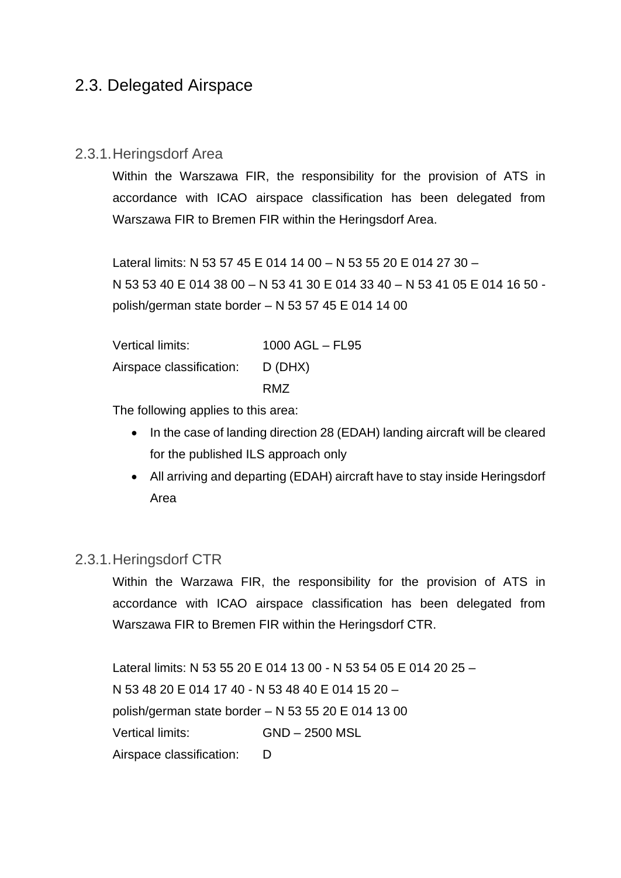## 2.3. Delegated Airspace

### 2.3.1. Heringsdorf Area

Within the Warszawa FIR, the responsibility for the provision of ATS in accordance with ICAO airspace classification has been delegated from Warszawa FIR to Bremen FIR within the Heringsdorf Area.

Lateral limits: N 53 57 45 E 014 14 00 – N 53 55 20 E 014 27 30 – N 53 53 40 E 014 38 00 – N 53 41 30 E 014 33 40 – N 53 41 05 E 014 16 50 - polish/german state border – N 53 57 45 E 014 14 00

| | |
|---|---|
| Vertical limits: | 1000 AGL – FL95 |
| Airspace classification: | D (DHX) |
| | RMZ |

The following applies to this area:

- In the case of landing direction 28 (EDAH) landing aircraft will be cleared for the published ILS approach only
- All arriving and departing (EDAH) aircraft have to stay inside Heringsdorf Area

### 2.3.1. Heringsdorf CTR

Within the Warzawa FIR, the responsibility for the provision of ATS in accordance with ICAO airspace classification has been delegated from Warszawa FIR to Bremen FIR within the Heringsdorf CTR.

Lateral limits: N 53 55 20 E 014 13 00 - N 53 54 05 E 014 20 25 – N 53 48 20 E 014 17 40 - N 53 48 40 E 014 15 20 – polish/german state border – N 53 55 20 E 014 13 00

| | |
|---|---|
| Vertical limits: | GND – 2500 MSL |
| Airspace classification: | D |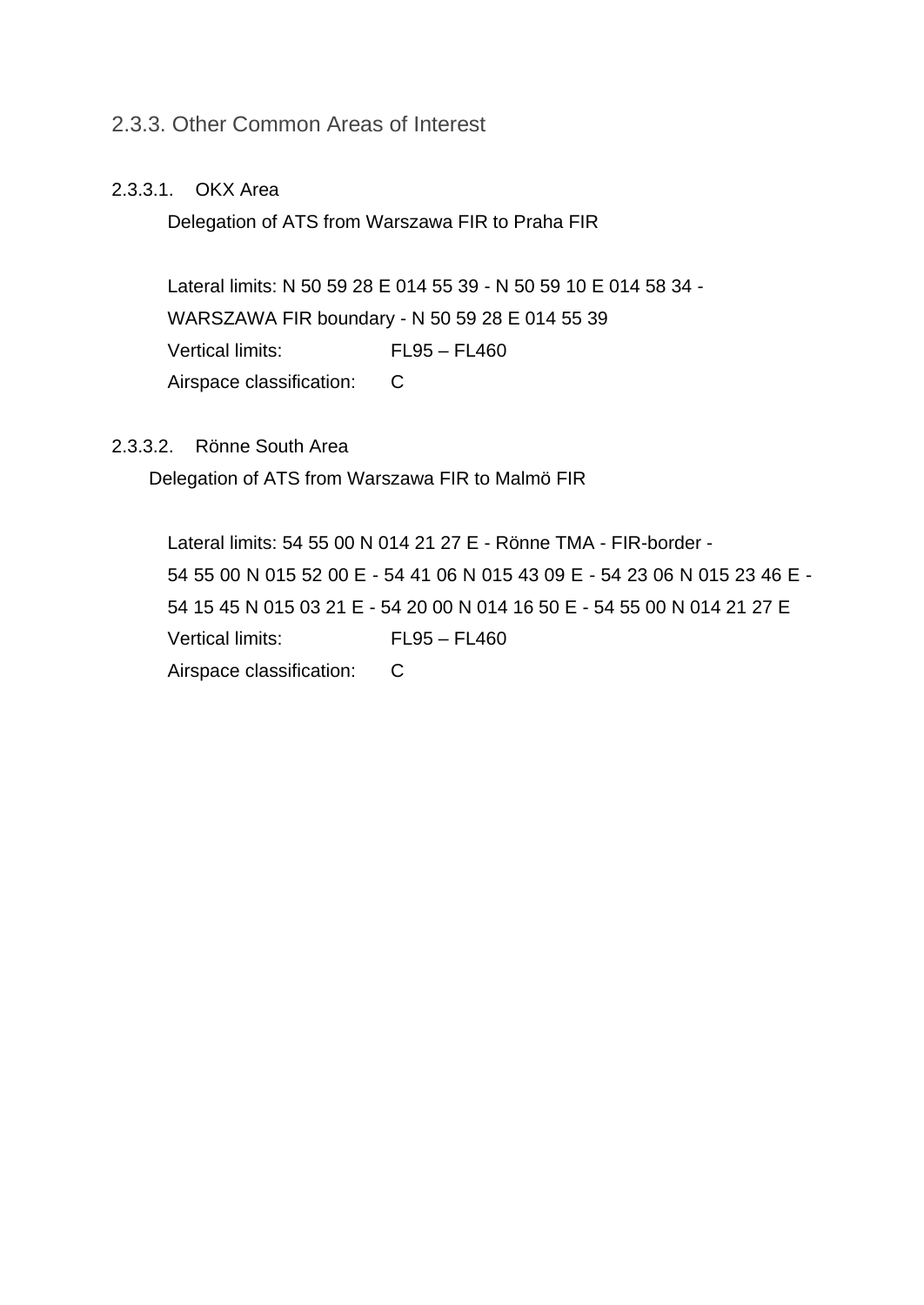### 2.3.3. Other Common Areas of Interest

#### 2.3.3.1. OKX Area

Delegation of ATS from Warszawa FIR to Praha FIR

Lateral limits: N 50 59 28 E 014 55 39 - N 50 59 10 E 014 58 34 - WARSZAWA FIR boundary - N 50 59 28 E 014 55 39

Vertical limits: FL95 – FL460

Airspace classification: C

#### 2.3.3.2. Rönne South Area

Delegation of ATS from Warszawa FIR to Malmö FIR

Lateral limits: 54 55 00 N 014 21 27 E - Rönne TMA - FIR-border - 54 55 00 N 015 52 00 E - 54 41 06 N 015 43 09 E - 54 23 06 N 015 23 46 E - 54 15 45 N 015 03 21 E - 54 20 00 N 014 16 50 E - 54 55 00 N 014 21 27 E

Vertical limits: FL95 – FL460

Airspace classification: C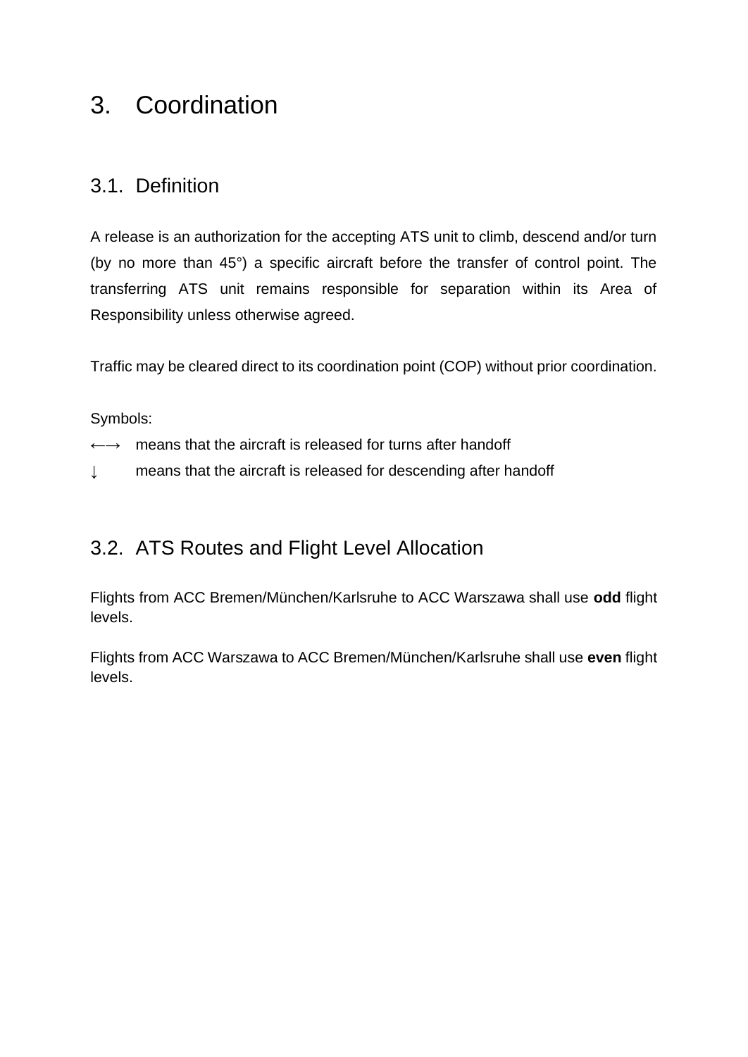# 3. Coordination

## 3.1. Definition

A release is an authorization for the accepting ATS unit to climb, descend and/or turn (by no more than 45°) a specific aircraft before the transfer of control point. The transferring ATS unit remains responsible for separation within its Area of Responsibility unless otherwise agreed.

Traffic may be cleared direct to its coordination point (COP) without prior coordination.

Symbols:

←→ means that the aircraft is released for turns after handoff

↓ means that the aircraft is released for descending after handoff

## 3.2. ATS Routes and Flight Level Allocation

Flights from ACC Bremen/München/Karlsruhe to ACC Warszawa shall use **odd** flight levels.

Flights from ACC Warszawa to ACC Bremen/München/Karlsruhe shall use **even** flight levels.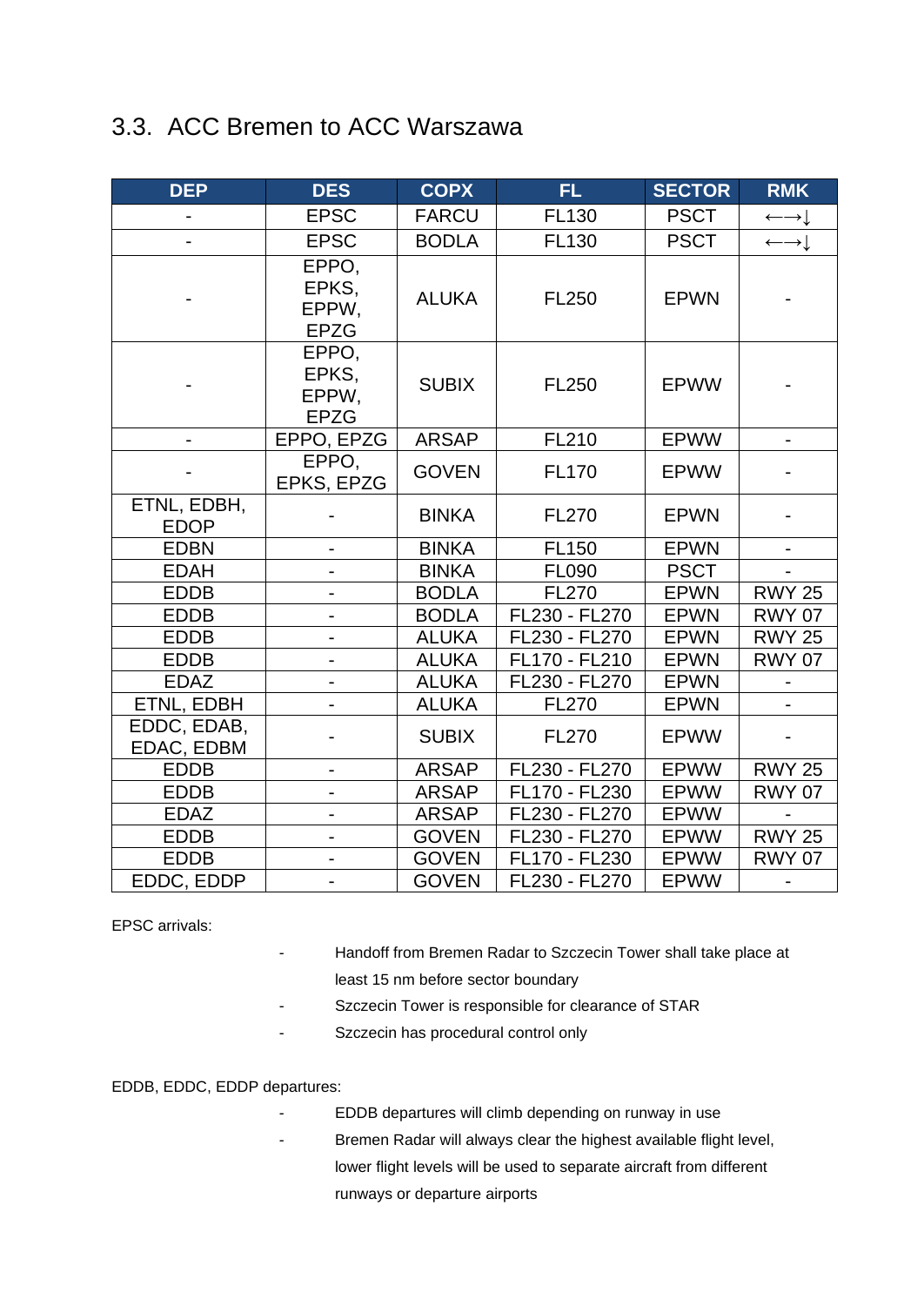## 3.3. ACC Bremen to ACC Warszawa

| DEP | DES | COPX | FL | SECTOR | RMK |
|---|---|---|---|---|---|
| - | EPSC | FARCU | FL130 | PSCT | ←→↓ |
| - | EPSC | BODLA | FL130 | PSCT | ←→↓ |
| - | EPPO, EPKS, EPPW, EPZG | ALUKA | FL250 | EPWN | - |
| - | EPPO, EPKS, EPPW, EPZG | SUBIX | FL250 | EPWW | - |
| - | EPPO, EPZG | ARSAP | FL210 | EPWW | - |
| - | EPPO, EPKS, EPZG | GOVEN | FL170 | EPWW | - |
| ETNL, EDBH, EDOP | - | BINKA | FL270 | EPWN | - |
| EDBN | - | BINKA | FL150 | EPWN | - |
| EDAH | - | BINKA | FL090 | PSCT | - |
| EDDB | - | BODLA | FL270 | EPWN | RWY 25 |
| EDDB | - | BODLA | FL230 - FL270 | EPWN | RWY 07 |
| EDDB | - | ALUKA | FL230 - FL270 | EPWN | RWY 25 |
| EDDB | - | ALUKA | FL170 - FL210 | EPWN | RWY 07 |
| EDAZ | - | ALUKA | FL230 - FL270 | EPWN | - |
| ETNL, EDBH | - | ALUKA | FL270 | EPWN | - |
| EDDC, EDAB, EDAC, EDBM | - | SUBIX | FL270 | EPWW | - |
| EDDB | - | ARSAP | FL230 - FL270 | EPWW | RWY 25 |
| EDDB | - | ARSAP | FL170 - FL230 | EPWW | RWY 07 |
| EDAZ | - | ARSAP | FL230 - FL270 | EPWW | - |
| EDDB | - | GOVEN | FL230 - FL270 | EPWW | RWY 25 |
| EDDB | - | GOVEN | FL170 - FL230 | EPWW | RWY 07 |
| EDDC, EDDP | - | GOVEN | FL230 - FL270 | EPWW | - |

EPSC arrivals:

- Handoff from Bremen Radar to Szczecin Tower shall take place at least 15 nm before sector boundary
- Szczecin Tower is responsible for clearance of STAR
- Szczecin has procedural control only

EDDB, EDDC, EDDP departures:

- EDDB departures will climb depending on runway in use
- Bremen Radar will always clear the highest available flight level, lower flight levels will be used to separate aircraft from different runways or departure airports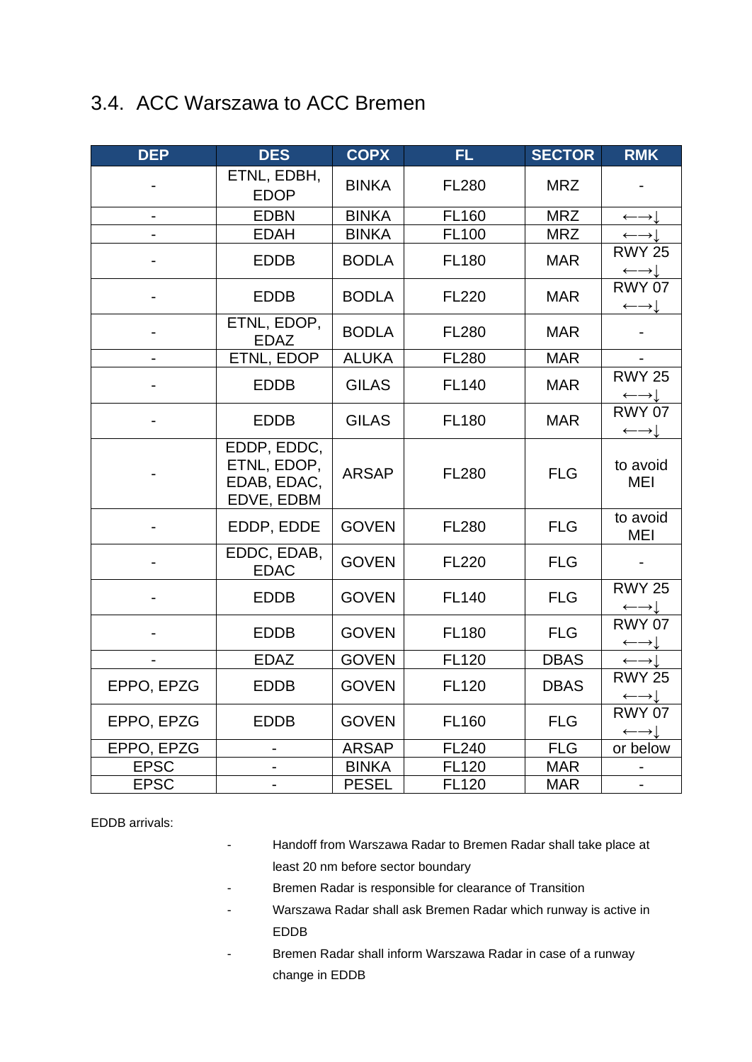## 3.4. ACC Warszawa to ACC Bremen

| DEP | DES | COPX | FL | SECTOR | RMK |
|---|---|---|---|---|---|
| - | ETNL, EDBH, EDOP | BINKA | FL280 | MRZ | - |
| - | EDBN | BINKA | FL160 | MRZ | ←→↓ |
| - | EDAH | BINKA | FL100 | MRZ | ←→↓ |
| - | EDDB | BODLA | FL180 | MAR | RWY 25 ←→↓ |
| - | EDDB | BODLA | FL220 | MAR | RWY 07 ←→↓ |
| - | ETNL, EDOP, EDAZ | BODLA | FL280 | MAR | - |
| - | ETNL, EDOP | ALUKA | FL280 | MAR | - |
| - | EDDB | GILAS | FL140 | MAR | RWY 25 ←→↓ |
| - | EDDB | GILAS | FL180 | MAR | RWY 07 ←→↓ |
| - | EDDP, EDDC, ETNL, EDOP, EDAB, EDAC, EDVE, EDBM | ARSAP | FL280 | FLG | to avoid MEI |
| - | EDDP, EDDE | GOVEN | FL280 | FLG | to avoid MEI |
| - | EDDC, EDAB, EDAC | GOVEN | FL220 | FLG | - |
| - | EDDB | GOVEN | FL140 | FLG | RWY 25 ←→↓ |
| - | EDDB | GOVEN | FL180 | FLG | RWY 07 ←→↓ |
| - | EDAZ | GOVEN | FL120 | DBAS | ←→↓ |
| EPPO, EPZG | EDDB | GOVEN | FL120 | DBAS | RWY 25 ←→↓ |
| EPPO, EPZG | EDDB | GOVEN | FL160 | FLG | RWY 07 ←→↓ |
| EPPO, EPZG | - | ARSAP | FL240 | FLG | or below |
| EPSC | - | BINKA | FL120 | MAR | - |
| EPSC | - | PESEL | FL120 | MAR | - |

EDDB arrivals:

- Handoff from Warszawa Radar to Bremen Radar shall take place at least 20 nm before sector boundary
- Bremen Radar is responsible for clearance of Transition
- Warszawa Radar shall ask Bremen Radar which runway is active in EDDB
- Bremen Radar shall inform Warszawa Radar in case of a runway change in EDDB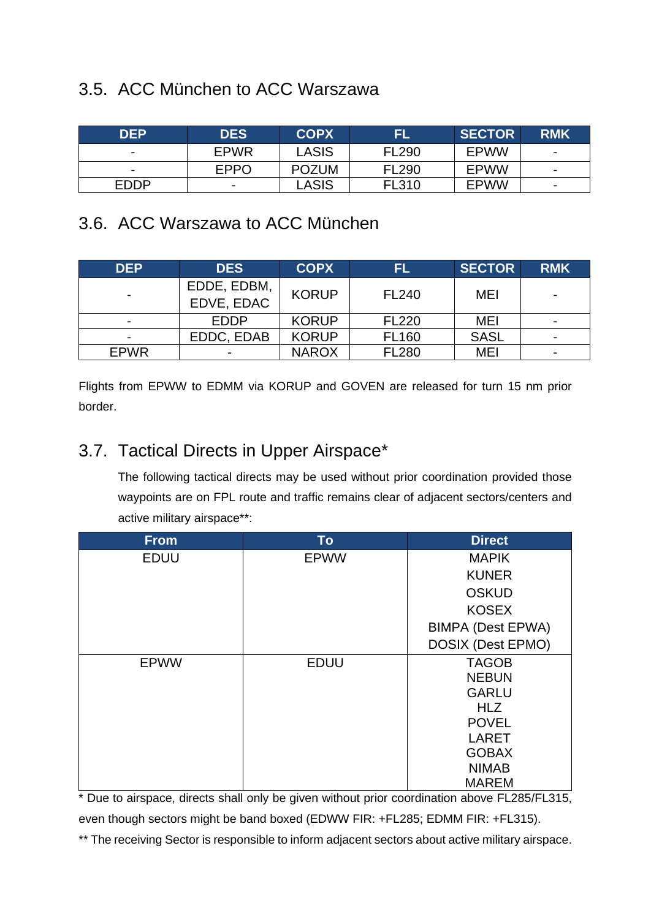## 3.5. ACC München to ACC Warszawa

| DEP | DES | COPX | FL | SECTOR | RMK |
|---|---|---|---|---|---|
| - | EPWR | LASIS | FL290 | EPWW | - |
| - | EPPO | POZUM | FL290 | EPWW | - |
| EDDP | - | LASIS | FL310 | EPWW | - |

## 3.6. ACC Warszawa to ACC München

| DEP | DES | COPX | FL | SECTOR | RMK |
|---|---|---|---|---|---|
| - | EDDE, EDBM, EDVE, EDAC | KORUP | FL240 | MEI | - |
| - | EDDP | KORUP | FL220 | MEI | - |
| - | EDDC, EDAB | KORUP | FL160 | SASL | - |
| EPWR | - | NAROX | FL280 | MEI | - |

Flights from EPWW to EDMM via KORUP and GOVEN are released for turn 15 nm prior border.

## 3.7. Tactical Directs in Upper Airspace*

The following tactical directs may be used without prior coordination provided those waypoints are on FPL route and traffic remains clear of adjacent sectors/centers and active military airspace**:

| From | To | Direct |
|---|---|---|
| EDUU | EPWW | MAPIK<br>KUNER<br>OSKUD<br>KOSEX<br>BIMPA (Dest EPWA)<br>DOSIX (Dest EPMO) |
| EPWW | EDUU | TAGOB<br>NEBUN<br>GARLU<br>HLZ<br>POVEL<br>LARET<br>GOBAX<br>NIMAB<br>MAREM |

* Due to airspace, directs shall only be given without prior coordination above FL285/FL315, even though sectors might be band boxed (EDWW FIR: +FL285; EDMM FIR: +FL315).

** The receiving Sector is responsible to inform adjacent sectors about active military airspace.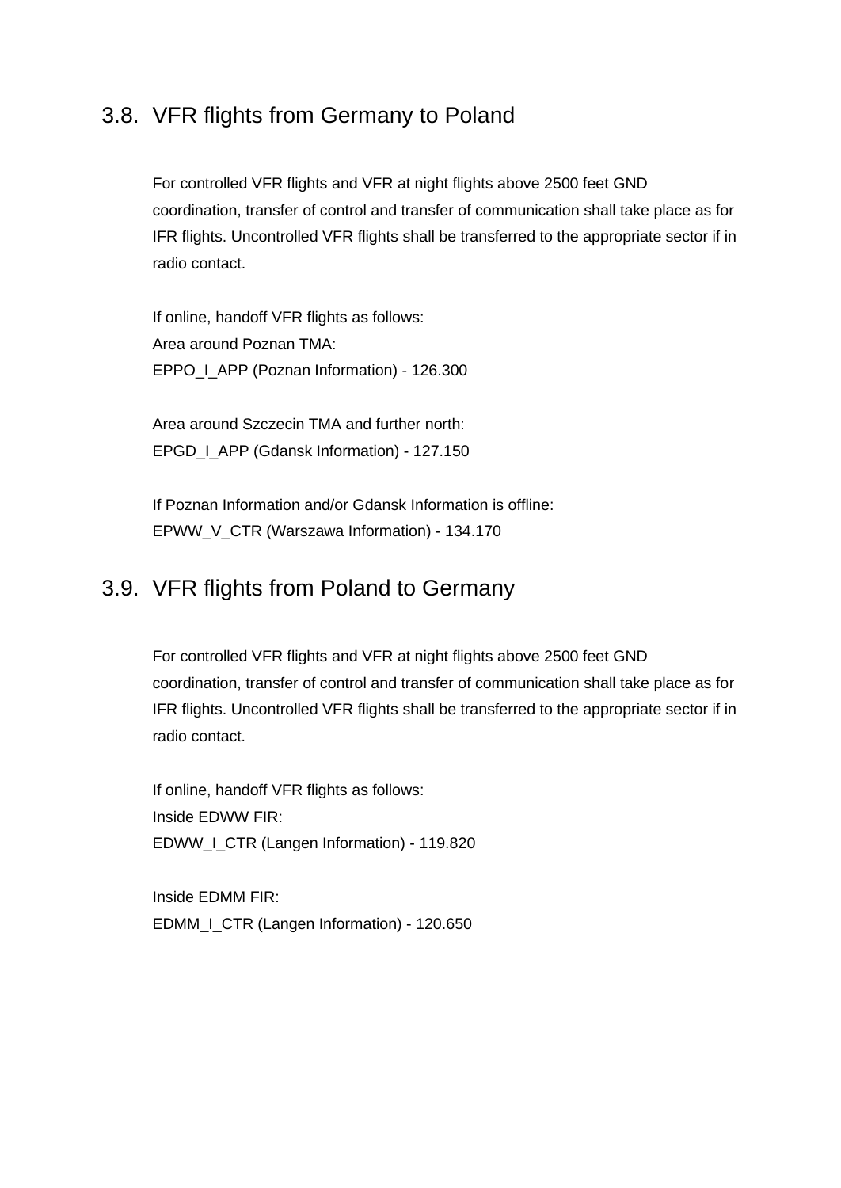## 3.8. VFR flights from Germany to Poland

For controlled VFR flights and VFR at night flights above 2500 feet GND coordination, transfer of control and transfer of communication shall take place as for IFR flights. Uncontrolled VFR flights shall be transferred to the appropriate sector if in radio contact.

If online, handoff VFR flights as follows:
Area around Poznan TMA:
EPPO_I_APP (Poznan Information) - 126.300

Area around Szczecin TMA and further north:
EPGD_I_APP (Gdansk Information) - 127.150

If Poznan Information and/or Gdansk Information is offline:
EPWW_V_CTR (Warszawa Information) - 134.170

## 3.9. VFR flights from Poland to Germany

For controlled VFR flights and VFR at night flights above 2500 feet GND coordination, transfer of control and transfer of communication shall take place as for IFR flights. Uncontrolled VFR flights shall be transferred to the appropriate sector if in radio contact.

If online, handoff VFR flights as follows:
Inside EDWW FIR:
EDWW_I_CTR (Langen Information) - 119.820

Inside EDMM FIR:
EDMM_I_CTR (Langen Information) - 120.650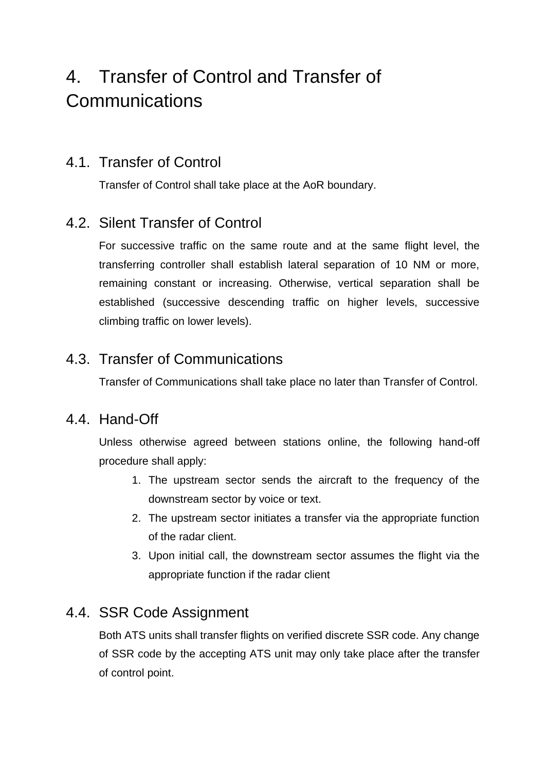# 4. Transfer of Control and Transfer of Communications

## 4.1. Transfer of Control

Transfer of Control shall take place at the AoR boundary.

## 4.2. Silent Transfer of Control

For successive traffic on the same route and at the same flight level, the transferring controller shall establish lateral separation of 10 NM or more, remaining constant or increasing. Otherwise, vertical separation shall be established (successive descending traffic on higher levels, successive climbing traffic on lower levels).

## 4.3. Transfer of Communications

Transfer of Communications shall take place no later than Transfer of Control.

## 4.4. Hand-Off

Unless otherwise agreed between stations online, the following hand-off procedure shall apply:

1. The upstream sector sends the aircraft to the frequency of the downstream sector by voice or text.
2. The upstream sector initiates a transfer via the appropriate function of the radar client.
3. Upon initial call, the downstream sector assumes the flight via the appropriate function if the radar client

## 4.4. SSR Code Assignment

Both ATS units shall transfer flights on verified discrete SSR code. Any change of SSR code by the accepting ATS unit may only take place after the transfer of control point.